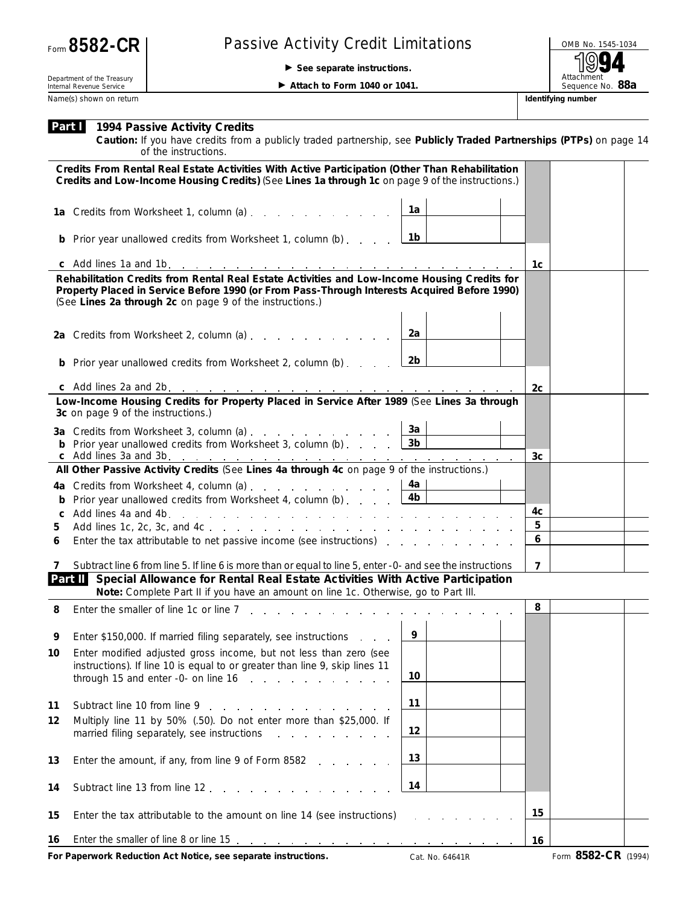Form **8582-CR**

Department of the Treasury
Internal Revenue Service

# Passive Activity Credit Limitations

▶ **See separate instructions.**

▶ **Attach to Form 1040 or 1041.**

OMB No. 1545-1034

**1994**

Attachment Sequence No. **88a**

Name(s) shown on return

**Identifying number**

## Part I 1994 Passive Activity Credits

**Caution:** If you have credits from a publicly traded partnership, see **Publicly Traded Partnerships (PTPs)** on page 14 of the instructions.

| | | | | |
|---|---|---|---|---|
| **Credits From Rental Real Estate Activities With Active Participation (Other Than Rehabilitation Credits and Low-Income Housing Credits)** (See **Lines 1a through 1c** on page 9 of the instructions.) | | | | |
| **1a** Credits from Worksheet 1, column (a) | 1a | | | |
| **b** Prior year unallowed credits from Worksheet 1, column (b) | 1b | | | |
| **c** Add lines 1a and 1b | | | 1c | |
| **Rehabilitation Credits from Rental Real Estate Activities and Low-Income Housing Credits for Property Placed in Service Before 1990 (or From Pass-Through Interests Acquired Before 1990)** (See **Lines 2a through 2c** on page 9 of the instructions.) | | | | |
| **2a** Credits from Worksheet 2, column (a) | 2a | | | |
| **b** Prior year unallowed credits from Worksheet 2, column (b) | 2b | | | |
| **c** Add lines 2a and 2b | | | 2c | |
| **Low-Income Housing Credits for Property Placed in Service After 1989** (See **Lines 3a through 3c** on page 9 of the instructions.) | | | | |
| **3a** Credits from Worksheet 3, column (a) | 3a | | | |
| **b** Prior year unallowed credits from Worksheet 3, column (b) | 3b | | | |
| **c** Add lines 3a and 3b | | | 3c | |
| **All Other Passive Activity Credits** (See **Lines 4a through 4c** on page 9 of the instructions.) | | | | |
| **4a** Credits from Worksheet 4, column (a) | 4a | | | |
| **b** Prior year unallowed credits from Worksheet 4, column (b) | 4b | | | |
| **c** Add lines 4a and 4b | | | 4c | |
| **5** Add lines 1c, 2c, 3c, and 4c | | | 5 | |
| **6** Enter the tax attributable to net passive income (see instructions) | | | 6 | |
| **7** Subtract line 6 from line 5. If line 6 is more than or equal to line 5, enter -0- and see the instructions | | | 7 | |

## Part II Special Allowance for Rental Real Estate Activities With Active Participation

**Note:** Complete Part II if you have an amount on line 1c. Otherwise, go to Part III.

| | | | | |
|---|---|---|---|---|
| **8** Enter the smaller of line 1c or line 7 | | | 8 | |
| **9** Enter $150,000. If married filing separately, see instructions | 9 | | | |
| **10** Enter modified adjusted gross income, but not less than zero (see instructions). If line 10 is equal to or greater than line 9, skip lines 11 through 15 and enter -0- on line 16 | 10 | | | |
| **11** Subtract line 10 from line 9 | 11 | | | |
| **12** Multiply line 11 by 50% (.50). Do not enter more than $25,000. If married filing separately, see instructions | 12 | | | |
| **13** Enter the amount, if any, from line 9 of Form 8582 | 13 | | | |
| **14** Subtract line 13 from line 12 | 14 | | | |
| **15** Enter the tax attributable to the amount on line 14 (see instructions) | | | 15 | |
| **16** Enter the smaller of line 8 or line 15 | | | 16 | |

**For Paperwork Reduction Act Notice, see separate instructions.** Cat. No. 64641R Form **8582-CR** (1994)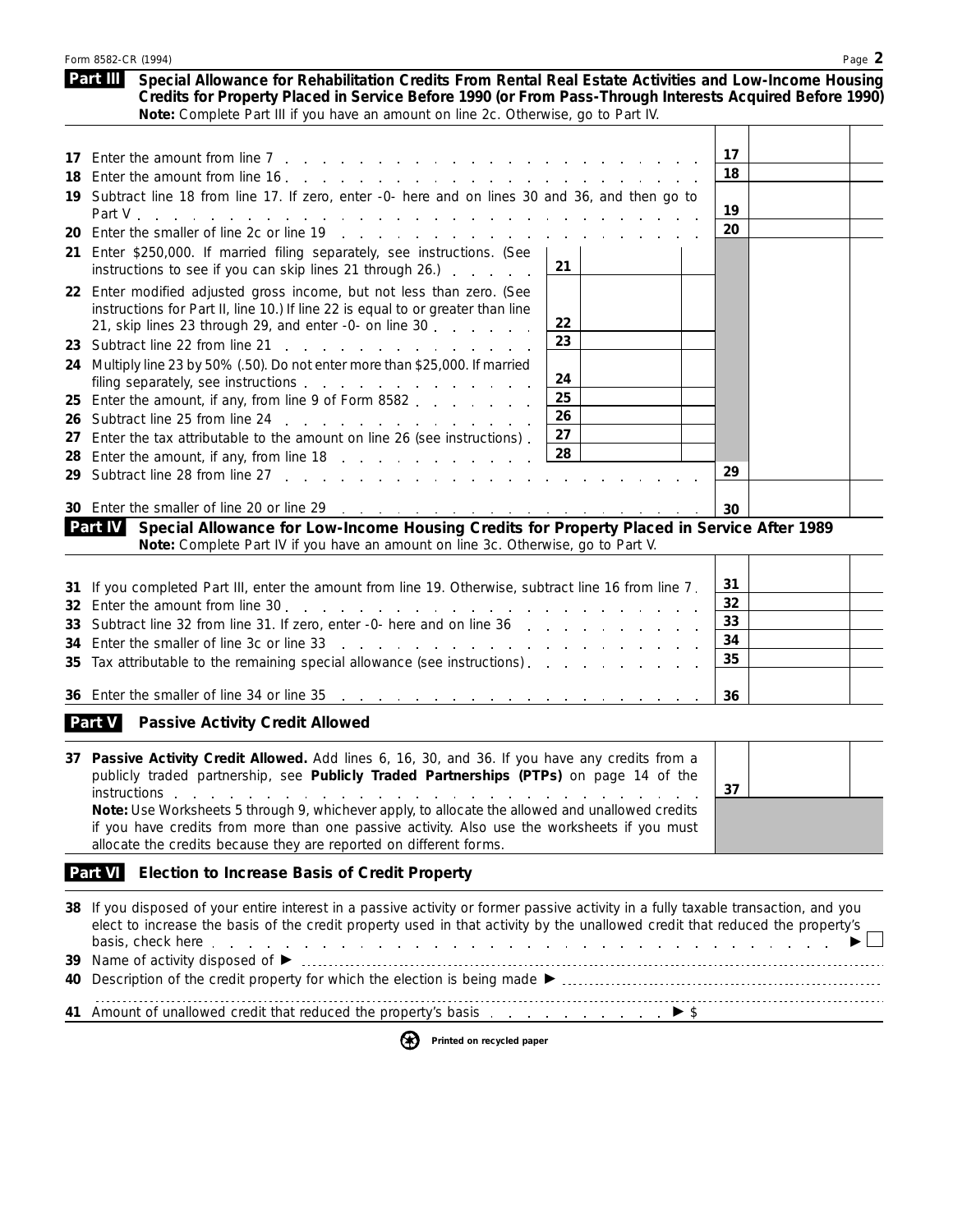## Part III Special Allowance for Rehabilitation Credits From Rental Real Estate Activities and Low-Income Housing Credits for Property Placed in Service Before 1990 (or From Pass-Through Interests Acquired Before 1990)

**Note:** Complete Part III if you have an amount on line 2c. Otherwise, go to Part IV.

| | | | |
|---|---|---|---|
| **17** Enter the amount from line 7 | | | 17 |
| **18** Enter the amount from line 16 | | | 18 |
| **19** Subtract line 18 from line 17. If zero, enter -0- here and on lines 30 and 36, and then go to Part V | | | 19 |
| **20** Enter the smaller of line 2c or line 19 | | | 20 |
| **21** Enter $250,000. If married filing separately, see instructions. (See instructions to see if you can skip lines 21 through 26.) | 21 | | |
| **22** Enter modified adjusted gross income, but not less than zero. (See instructions for Part II, line 10.) If line 22 is equal to or greater than line 21, skip lines 23 through 29, and enter -0- on line 30 | 22 | | |
| **23** Subtract line 22 from line 21 | 23 | | |
| **24** Multiply line 23 by 50% (.50). Do not enter more than $25,000. If married filing separately, see instructions | 24 | | |
| **25** Enter the amount, if any, from line 9 of Form 8582 | 25 | | |
| **26** Subtract line 25 from line 24 | 26 | | |
| **27** Enter the tax attributable to the amount on line 26 (see instructions) | 27 | | |
| **28** Enter the amount, if any, from line 18 | 28 | | |
| **29** Subtract line 28 from line 27 | | | 29 |
| **30** Enter the smaller of line 20 or line 29 | | | 30 |

## Part IV Special Allowance for Low-Income Housing Credits for Property Placed in Service After 1989

**Note:** Complete Part IV if you have an amount on line 3c. Otherwise, go to Part V.

| | |
|---|---|
| **31** If you completed Part III, enter the amount from line 19. Otherwise, subtract line 16 from line 7 | 31 |
| **32** Enter the amount from line 30 | 32 |
| **33** Subtract line 32 from line 31. If zero, enter -0- here and on line 36 | 33 |
| **34** Enter the smaller of line 3c or line 33 | 34 |
| **35** Tax attributable to the remaining special allowance (see instructions) | 35 |
| **36** Enter the smaller of line 34 or line 35 | 36 |

## Part V Passive Activity Credit Allowed

**37** **Passive Activity Credit Allowed.** Add lines 6, 16, 30, and 36. If you have any credits from a publicly traded partnership, see **Publicly Traded Partnerships (PTPs)** on page 14 of the instructions . . . . 37

**Note:** Use Worksheets 5 through 9, whichever apply, to allocate the allowed and unallowed credits if you have credits from more than one passive activity. Also use the worksheets if you must allocate the credits because they are reported on different forms.

## Part VI Election to Increase Basis of Credit Property

**38** If you disposed of your entire interest in a passive activity or former passive activity in a fully taxable transaction, and you elect to increase the basis of the credit property used in that activity by the unallowed credit that reduced the property's basis, check here ▶ ☐

**39** Name of activity disposed of ▶

**40** Description of the credit property for which the election is being made ▶

**41** Amount of unallowed credit that reduced the property's basis ▶ $

Printed on recycled paper